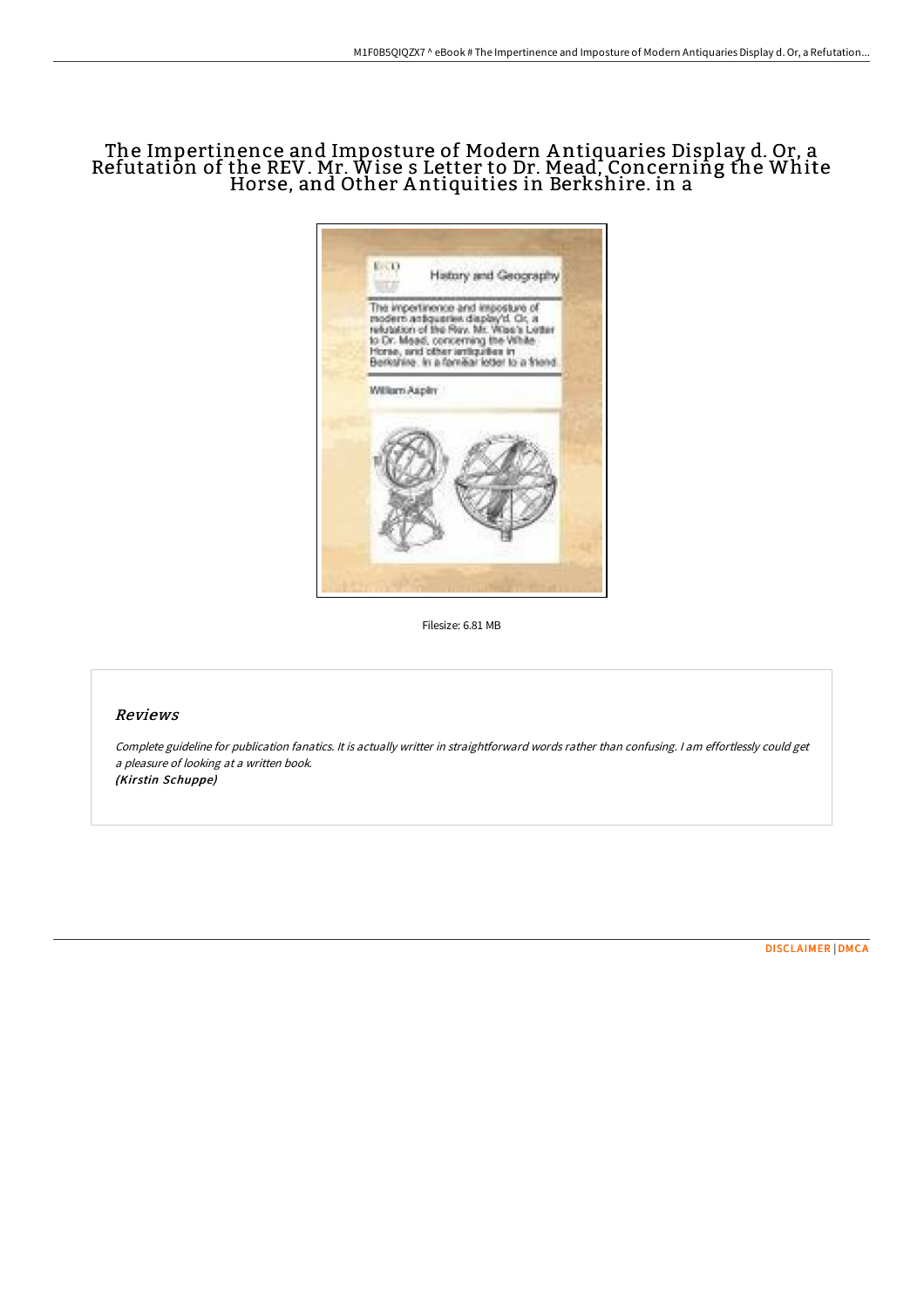# The Impertinence and Imposture of Modern Antiquaries Display d. Or, a Refutation of the REV. Mr. Wise s Letter to Dr. Mead, Concerning the White Horse, and Other Antiquities in Berkshire. in a

Filesize: 6.81 MB

## Reviews

*Complete guideline for publication fanatics. It is actually writter in straightforward words rather than confusing. I am effortlessly could get a pleasure of looking at a written book.*
***(Kirstin Schuppe)***

DISCLAIMER | DMCA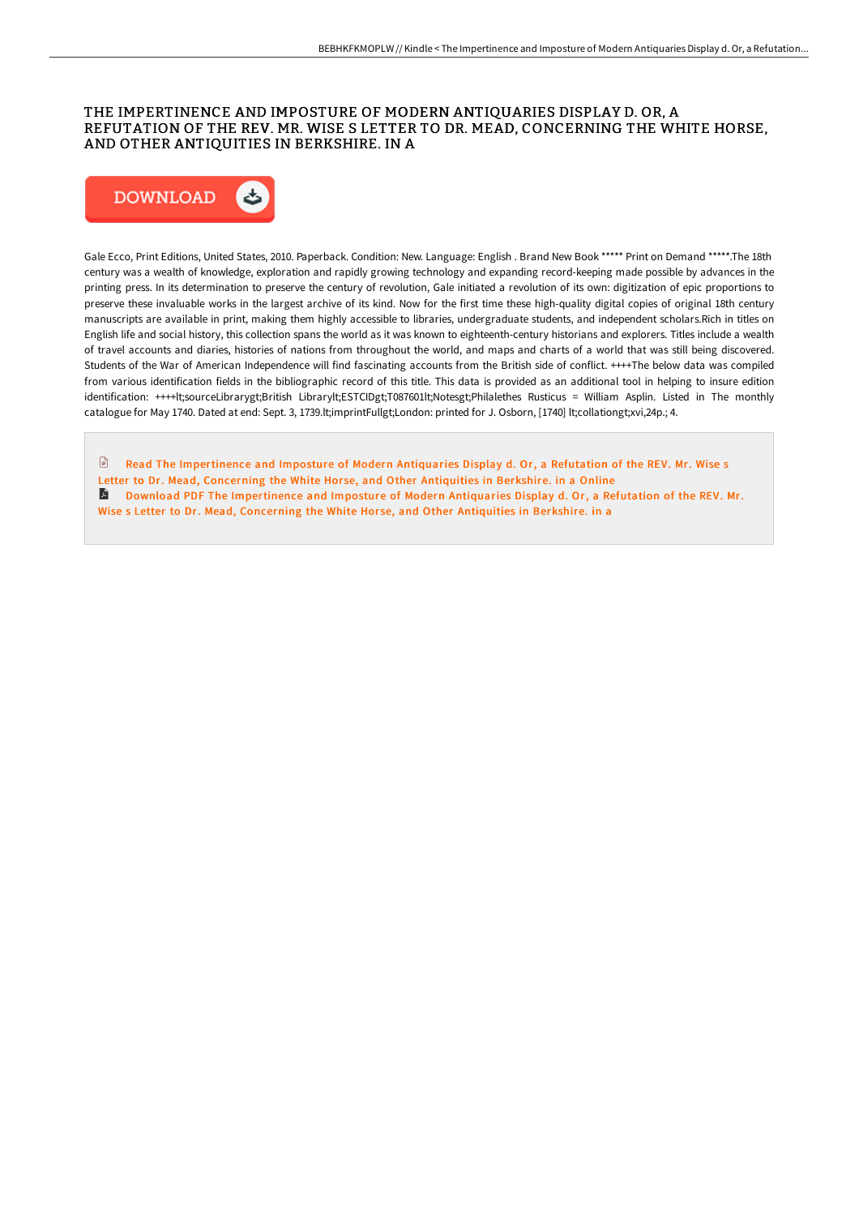# THE IMPERTINENCE AND IMPOSTURE OF MODERN ANTIQUARIES DISPLAY D. OR, A REFUTATION OF THE REV. MR. WISE S LETTER TO DR. MEAD, CONCERNING THE WHITE HORSE, AND OTHER ANTIQUITIES IN BERKSHIRE. IN A

DOWNLOAD

Gale Ecco, Print Editions, United States, 2010. Paperback. Condition: New. Language: English . Brand New Book ***** Print on Demand *****.The 18th century was a wealth of knowledge, exploration and rapidly growing technology and expanding record-keeping made possible by advances in the printing press. In its determination to preserve the century of revolution, Gale initiated a revolution of its own: digitization of epic proportions to preserve these invaluable works in the largest archive of its kind. Now for the first time these high-quality digital copies of original 18th century manuscripts are available in print, making them highly accessible to libraries, undergraduate students, and independent scholars.Rich in titles on English life and social history, this collection spans the world as it was known to eighteenth-century historians and explorers. Titles include a wealth of travel accounts and diaries, histories of nations from throughout the world, and maps and charts of a world that was still being discovered. Students of the War of American Independence will find fascinating accounts from the British side of conflict. ++++The below data was compiled from various identification fields in the bibliographic record of this title. This data is provided as an additional tool in helping to insure edition identification: ++++lt;sourceLibrarygt;British Librarylt;ESTCIDgt;T087601lt;Notesgt;Philalethes Rusticus = William Asplin. Listed in The monthly catalogue for May 1740. Dated at end: Sept. 3, 1739.lt;imprintFullgt;London: printed for J. Osborn, [1740] lt;collationgt;xvi,24p.; 4.

Read The Impertinence and Imposture of Modern Antiquaries Display d. Or, a Refutation of the REV. Mr. Wise s Letter to Dr. Mead, Concerning the White Horse, and Other Antiquities in Berkshire. in a Online

Download PDF The Impertinence and Imposture of Modern Antiquaries Display d. Or, a Refutation of the REV. Mr. Wise s Letter to Dr. Mead, Concerning the White Horse, and Other Antiquities in Berkshire. in a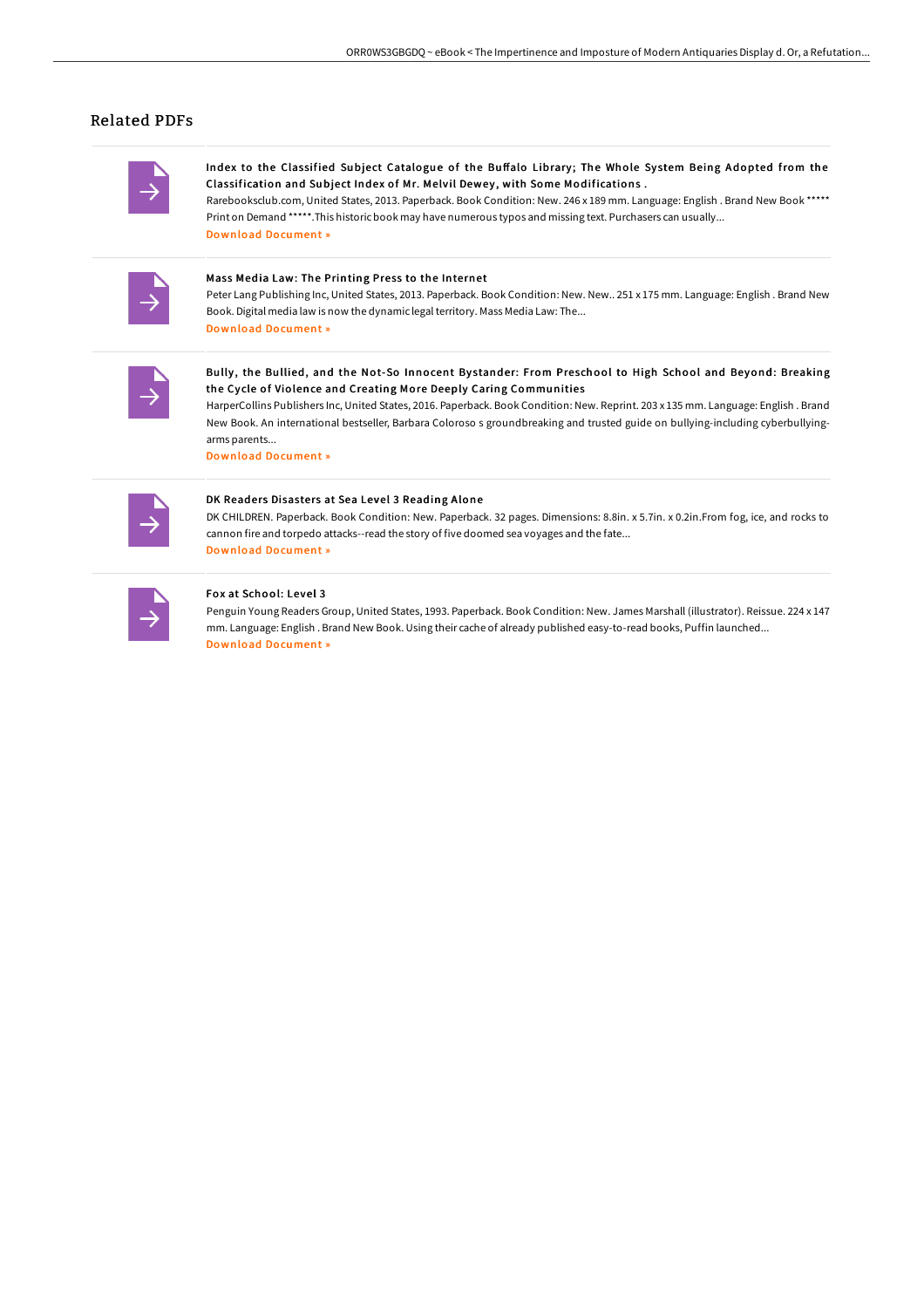## Related PDFs

**Index to the Classified Subject Catalogue of the Buffalo Library; The Whole System Being Adopted from the Classification and Subject Index of Mr. Melvil Dewey, with Some Modifications .**

Rarebooksclub.com, United States, 2013. Paperback. Book Condition: New. 246 x 189 mm. Language: English . Brand New Book ***** Print on Demand *****.This historic book may have numerous typos and missing text. Purchasers can usually...

Download Document »

**Mass Media Law: The Printing Press to the Internet**

Peter Lang Publishing Inc, United States, 2013. Paperback. Book Condition: New. New.. 251 x 175 mm. Language: English . Brand New Book. Digital media law is now the dynamic legal territory. Mass Media Law: The...

Download Document »

**Bully, the Bullied, and the Not-So Innocent Bystander: From Preschool to High School and Beyond: Breaking the Cycle of Violence and Creating More Deeply Caring Communities**

HarperCollins Publishers Inc, United States, 2016. Paperback. Book Condition: New. Reprint. 203 x 135 mm. Language: English . Brand New Book. An international bestseller, Barbara Coloroso s groundbreaking and trusted guide on bullying-including cyberbullying-arms parents...

Download Document »

**DK Readers Disasters at Sea Level 3 Reading Alone**

DK CHILDREN. Paperback. Book Condition: New. Paperback. 32 pages. Dimensions: 8.8in. x 5.7in. x 0.2in.From fog, ice, and rocks to cannon fire and torpedo attacks--read the story of five doomed sea voyages and the fate...

Download Document »

**Fox at School: Level 3**

Penguin Young Readers Group, United States, 1993. Paperback. Book Condition: New. James Marshall (illustrator). Reissue. 224 x 147 mm. Language: English . Brand New Book. Using their cache of already published easy-to-read books, Puffin launched...

Download Document »